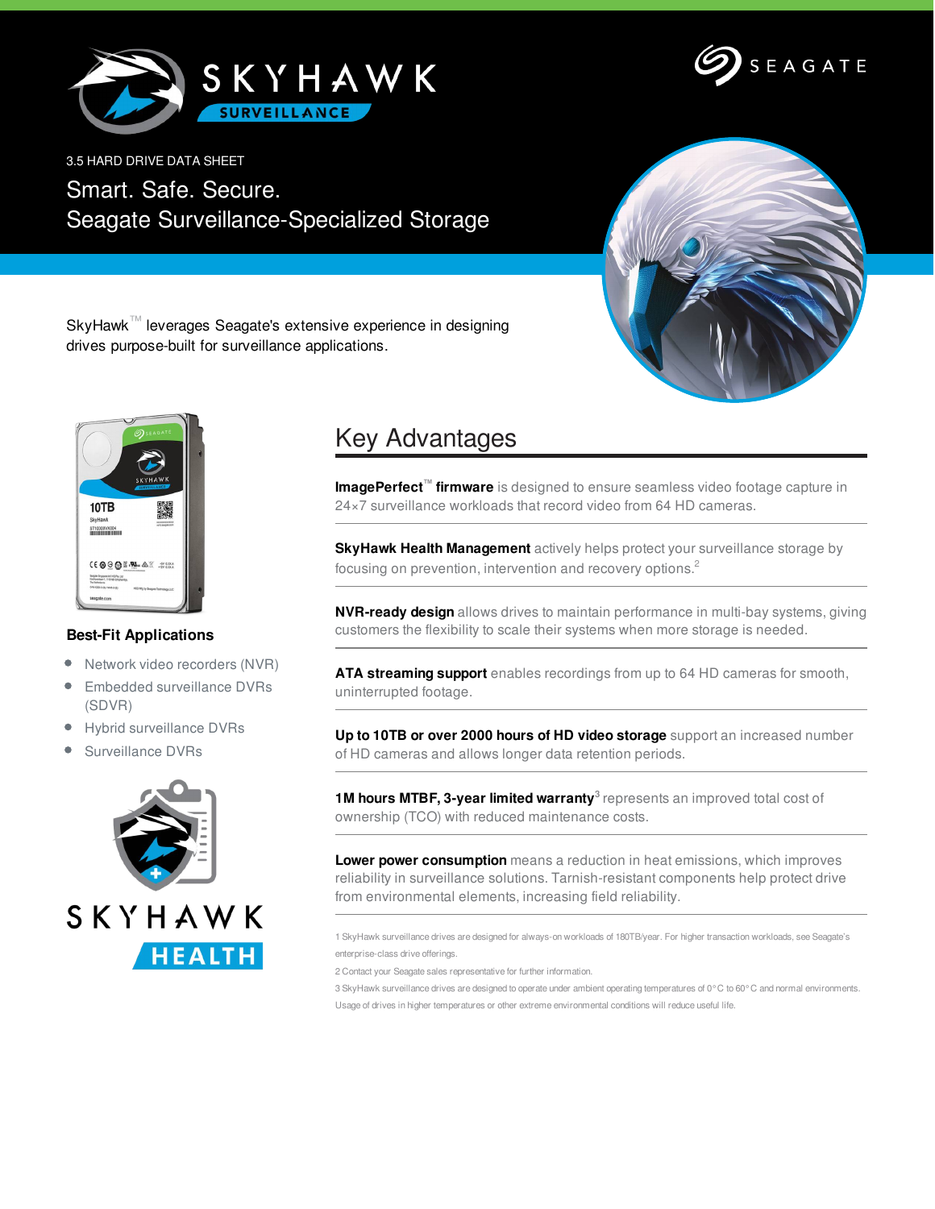SKYHAWK SURVEILLANCE

SEAGATE

3.5 HARD DRIVE DATA SHEET

# Smart. Safe. Secure.
# Seagate Surveillance-Specialized Storage

SkyHawk™ leverages Seagate's extensive experience in designing drives purpose-built for surveillance applications.

### Best-Fit Applications

- Network video recorders (NVR)
- Embedded surveillance DVRs (SDVR)
- Hybrid surveillance DVRs
- Surveillance DVRs

SKYHAWK HEALTH

## Key Advantages

**ImagePerfect™ firmware** is designed to ensure seamless video footage capture in 24×7 surveillance workloads that record video from 64 HD cameras.

**SkyHawk Health Management** actively helps protect your surveillance storage by focusing on prevention, intervention and recovery options.[2]

**NVR-ready design** allows drives to maintain performance in multi-bay systems, giving customers the flexibility to scale their systems when more storage is needed.

**ATA streaming support** enables recordings from up to 64 HD cameras for smooth, uninterrupted footage.

**Up to 10TB or over 2000 hours of HD video storage** support an increased number of HD cameras and allows longer data retention periods.

**1M hours MTBF, 3-year limited warranty**[3] represents an improved total cost of ownership (TCO) with reduced maintenance costs.

**Lower power consumption** means a reduction in heat emissions, which improves reliability in surveillance solutions. Tarnish-resistant components help protect drive from environmental elements, increasing field reliability.

1 SkyHawk surveillance drives are designed for always-on workloads of 180TB/year. For higher transaction workloads, see Seagate's enterprise-class drive offerings.

2 Contact your Seagate sales representative for further information.

3 SkyHawk surveillance drives are designed to operate under ambient operating temperatures of 0° C to 60° C and normal environments. Usage of drives in higher temperatures or other extreme environmental conditions will reduce useful life.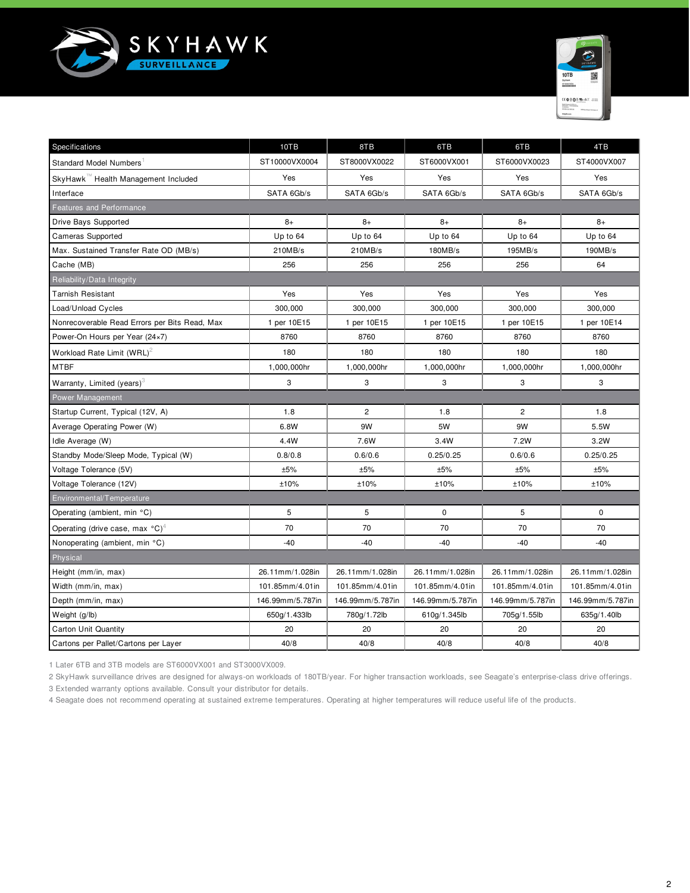# SKYHAWK SURVEILLANCE

| Specifications | 10TB | 8TB | 6TB | 6TB | 4TB |
|---|---|---|---|---|---|
| Standard Model Numbers[1] | ST10000VX0004 | ST8000VX0022 | ST6000VX001 | ST6000VX0023 | ST4000VX007 |
| SkyHawk™ Health Management Included | Yes | Yes | Yes | Yes | Yes |
| Interface | SATA 6Gb/s | SATA 6Gb/s | SATA 6Gb/s | SATA 6Gb/s | SATA 6Gb/s |
| **Features and Performance** | | | | | |
| Drive Bays Supported | 8+ | 8+ | 8+ | 8+ | 8+ |
| Cameras Supported | Up to 64 | Up to 64 | Up to 64 | Up to 64 | Up to 64 |
| Max. Sustained Transfer Rate OD (MB/s) | 210MB/s | 210MB/s | 180MB/s | 195MB/s | 190MB/s |
| Cache (MB) | 256 | 256 | 256 | 256 | 64 |
| **Reliability/Data Integrity** | | | | | |
| Tarnish Resistant | Yes | Yes | Yes | Yes | Yes |
| Load/Unload Cycles | 300,000 | 300,000 | 300,000 | 300,000 | 300,000 |
| Nonrecoverable Read Errors per Bits Read, Max | 1 per 10E15 | 1 per 10E15 | 1 per 10E15 | 1 per 10E15 | 1 per 10E14 |
| Power-On Hours per Year (24×7) | 8760 | 8760 | 8760 | 8760 | 8760 |
| Workload Rate Limit (WRL)[2] | 180 | 180 | 180 | 180 | 180 |
| MTBF | 1,000,000hr | 1,000,000hr | 1,000,000hr | 1,000,000hr | 1,000,000hr |
| Warranty, Limited (years)[3] | 3 | 3 | 3 | 3 | 3 |
| **Power Management** | | | | | |
| Startup Current, Typical (12V, A) | 1.8 | 2 | 1.8 | 2 | 1.8 |
| Average Operating Power (W) | 6.8W | 9W | 5W | 9W | 5.5W |
| Idle Average (W) | 4.4W | 7.6W | 3.4W | 7.2W | 3.2W |
| Standby Mode/Sleep Mode, Typical (W) | 0.8/0.8 | 0.6/0.6 | 0.25/0.25 | 0.6/0.6 | 0.25/0.25 |
| Voltage Tolerance (5V) | ±5% | ±5% | ±5% | ±5% | ±5% |
| Voltage Tolerance (12V) | ±10% | ±10% | ±10% | ±10% | ±10% |
| **Environmental/Temperature** | | | | | |
| Operating (ambient, min °C) | 5 | 5 | 0 | 5 | 0 |
| Operating (drive case, max °C)[4] | 70 | 70 | 70 | 70 | 70 |
| Nonoperating (ambient, min °C) | -40 | -40 | -40 | -40 | -40 |
| **Physical** | | | | | |
| Height (mm/in, max) | 26.11mm/1.028in | 26.11mm/1.028in | 26.11mm/1.028in | 26.11mm/1.028in | 26.11mm/1.028in |
| Width (mm/in, max) | 101.85mm/4.01in | 101.85mm/4.01in | 101.85mm/4.01in | 101.85mm/4.01in | 101.85mm/4.01in |
| Depth (mm/in, max) | 146.99mm/5.787in | 146.99mm/5.787in | 146.99mm/5.787in | 146.99mm/5.787in | 146.99mm/5.787in |
| Weight (g/lb) | 650g/1.433lb | 780g/1.72lb | 610g/1.345lb | 705g/1.55lb | 635g/1.40lb |
| Carton Unit Quantity | 20 | 20 | 20 | 20 | 20 |
| Cartons per Pallet/Cartons per Layer | 40/8 | 40/8 | 40/8 | 40/8 | 40/8 |

1 Later 6TB and 3TB models are ST6000VX001 and ST3000VX009.

2 SkyHawk surveillance drives are designed for always-on workloads of 180TB/year. For higher transaction workloads, see Seagate's enterprise-class drive offerings.

3 Extended warranty options available. Consult your distributor for details.

4 Seagate does not recommend operating at sustained extreme temperatures. Operating at higher temperatures will reduce useful life of the products.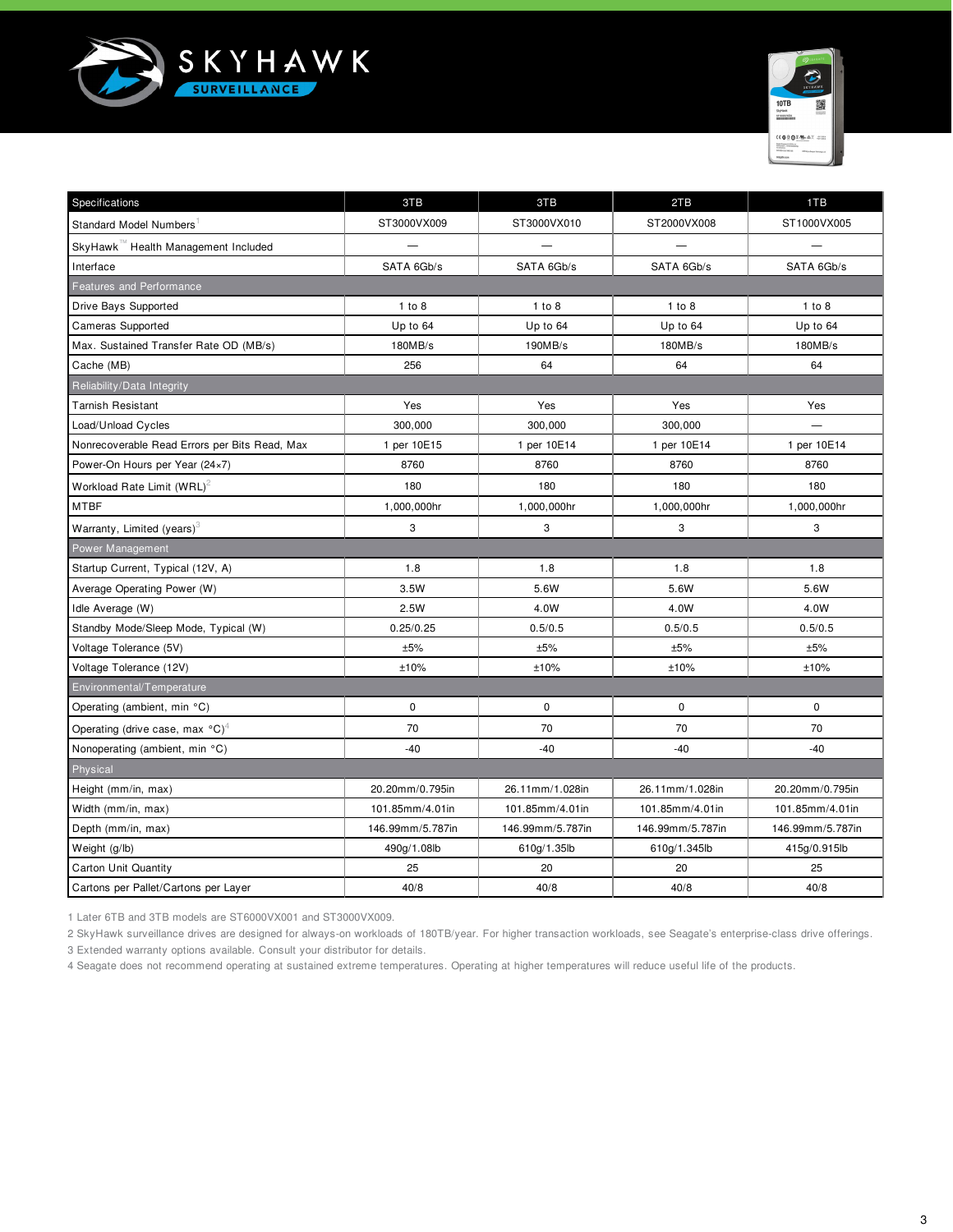# SKYHAWK SURVEILLANCE

| Specifications | 3TB | 3TB | 2TB | 1TB |
|---|---|---|---|---|
| Standard Model Numbers[1] | ST3000VX009 | ST3000VX010 | ST2000VX008 | ST1000VX005 |
| SkyHawk™ Health Management Included | — | — | — | — |
| Interface | SATA 6Gb/s | SATA 6Gb/s | SATA 6Gb/s | SATA 6Gb/s |
| Features and Performance | | | | |
| Drive Bays Supported | 1 to 8 | 1 to 8 | 1 to 8 | 1 to 8 |
| Cameras Supported | Up to 64 | Up to 64 | Up to 64 | Up to 64 |
| Max. Sustained Transfer Rate OD (MB/s) | 180MB/s | 190MB/s | 180MB/s | 180MB/s |
| Cache (MB) | 256 | 64 | 64 | 64 |
| Reliability/Data Integrity | | | | |
| Tarnish Resistant | Yes | Yes | Yes | Yes |
| Load/Unload Cycles | 300,000 | 300,000 | 300,000 | — |
| Nonrecoverable Read Errors per Bits Read, Max | 1 per 10E15 | 1 per 10E14 | 1 per 10E14 | 1 per 10E14 |
| Power-On Hours per Year (24×7) | 8760 | 8760 | 8760 | 8760 |
| Workload Rate Limit (WRL)[2] | 180 | 180 | 180 | 180 |
| MTBF | 1,000,000hr | 1,000,000hr | 1,000,000hr | 1,000,000hr |
| Warranty, Limited (years)[3] | 3 | 3 | 3 | 3 |
| Power Management | | | | |
| Startup Current, Typical (12V, A) | 1.8 | 1.8 | 1.8 | 1.8 |
| Average Operating Power (W) | 3.5W | 5.6W | 5.6W | 5.6W |
| Idle Average (W) | 2.5W | 4.0W | 4.0W | 4.0W |
| Standby Mode/Sleep Mode, Typical (W) | 0.25/0.25 | 0.5/0.5 | 0.5/0.5 | 0.5/0.5 |
| Voltage Tolerance (5V) | ±5% | ±5% | ±5% | ±5% |
| Voltage Tolerance (12V) | ±10% | ±10% | ±10% | ±10% |
| Environmental/Temperature | | | | |
| Operating (ambient, min °C) | 0 | 0 | 0 | 0 |
| Operating (drive case, max °C)[4] | 70 | 70 | 70 | 70 |
| Nonoperating (ambient, min °C) | -40 | -40 | -40 | -40 |
| Physical | | | | |
| Height (mm/in, max) | 20.20mm/0.795in | 26.11mm/1.028in | 26.11mm/1.028in | 20.20mm/0.795in |
| Width (mm/in, max) | 101.85mm/4.01in | 101.85mm/4.01in | 101.85mm/4.01in | 101.85mm/4.01in |
| Depth (mm/in, max) | 146.99mm/5.787in | 146.99mm/5.787in | 146.99mm/5.787in | 146.99mm/5.787in |
| Weight (g/lb) | 490g/1.08lb | 610g/1.35lb | 610g/1.345lb | 415g/0.915lb |
| Carton Unit Quantity | 25 | 20 | 20 | 25 |
| Cartons per Pallet/Cartons per Layer | 40/8 | 40/8 | 40/8 | 40/8 |

1 Later 6TB and 3TB models are ST6000VX001 and ST3000VX009.

2 SkyHawk surveillance drives are designed for always-on workloads of 180TB/year. For higher transaction workloads, see Seagate's enterprise-class drive offerings.

3 Extended warranty options available. Consult your distributor for details.

4 Seagate does not recommend operating at sustained extreme temperatures. Operating at higher temperatures will reduce useful life of the products.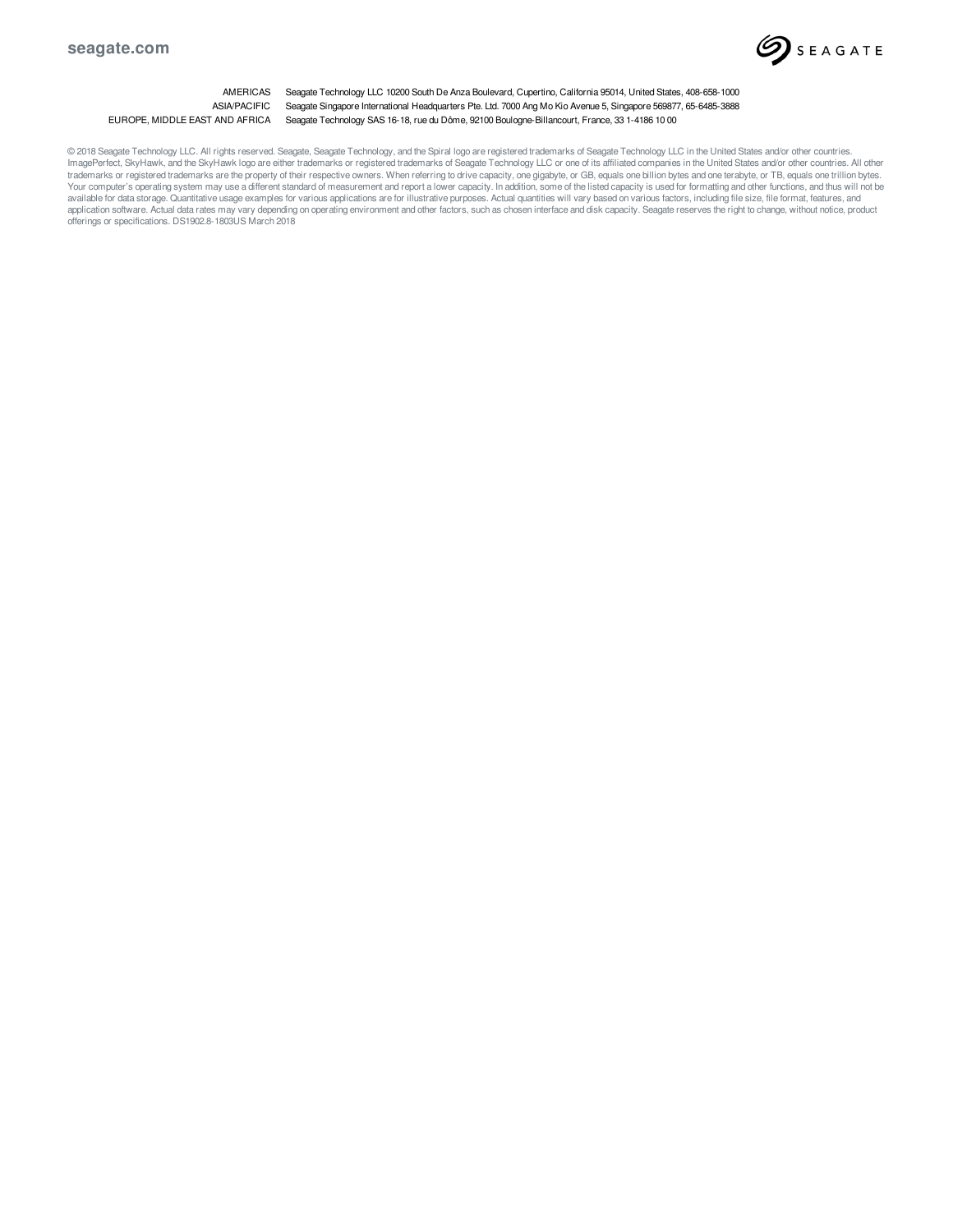**seagate.com**

| | |
|---|---|
| AMERICAS | Seagate Technology LLC 10200 South De Anza Boulevard, Cupertino, California 95014, United States, 408-658-1000 |
| ASIA/PACIFIC | Seagate Singapore International Headquarters Pte. Ltd. 7000 Ang Mo Kio Avenue 5, Singapore 569877, 65-6485-3888 |
| EUROPE, MIDDLE EAST AND AFRICA | Seagate Technology SAS 16-18, rue du Dôme, 92100 Boulogne-Billancourt, France, 33 1-4186 10 00 |

© 2018 Seagate Technology LLC. All rights reserved. Seagate, Seagate Technology, and the Spiral logo are registered trademarks of Seagate Technology LLC in the United States and/or other countries. ImagePerfect, SkyHawk, and the SkyHawk logo are either trademarks or registered trademarks of Seagate Technology LLC or one of its affiliated companies in the United States and/or other countries. All other trademarks or registered trademarks are the property of their respective owners. When referring to drive capacity, one gigabyte, or GB, equals one billion bytes and one terabyte, or TB, equals one trillion bytes. Your computer's operating system may use a different standard of measurement and report a lower capacity. In addition, some of the listed capacity is used for formatting and other functions, and thus will not be available for data storage. Quantitative usage examples for various applications are for illustrative purposes. Actual quantities will vary based on various factors, including file size, file format, features, and application software. Actual data rates may vary depending on operating environment and other factors, such as chosen interface and disk capacity. Seagate reserves the right to change, without notice, product offerings or specifications. DS1902.8-1803US March 2018